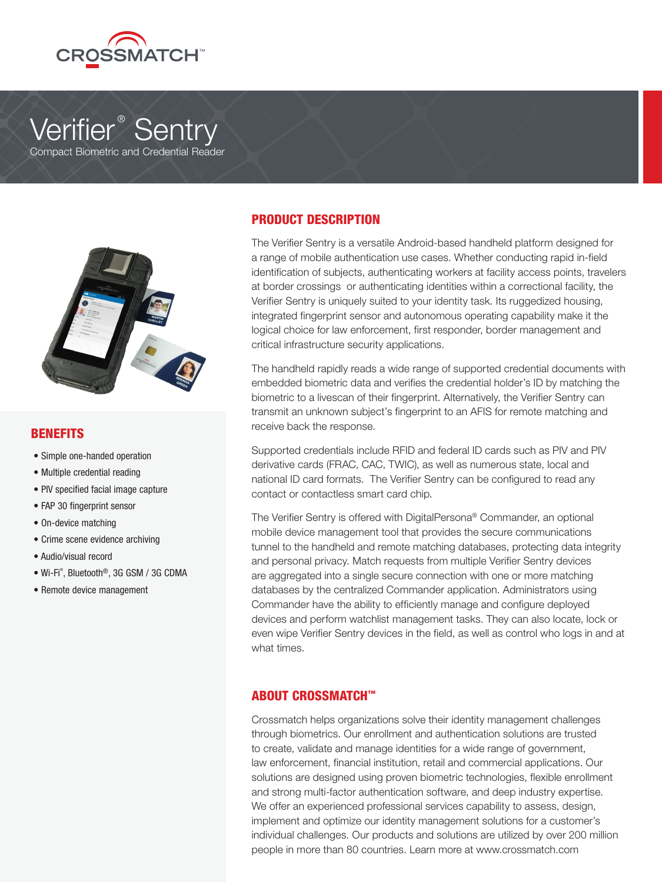CROSSMATCH™

# Verifier® Sentry

Compact Biometric and Credential Reader

## BENEFITS

- Simple one-handed operation
- Multiple credential reading
- PIV specified facial image capture
- FAP 30 fingerprint sensor
- On-device matching
- Crime scene evidence archiving
- Audio/visual record
- Wi-Fi®, Bluetooth®, 3G GSM / 3G CDMA
- Remote device management

## PRODUCT DESCRIPTION

The Verifier Sentry is a versatile Android-based handheld platform designed for a range of mobile authentication use cases. Whether conducting rapid in-field identification of subjects, authenticating workers at facility access points, travelers at border crossings  or authenticating identities within a correctional facility, the Verifier Sentry is uniquely suited to your identity task. Its ruggedized housing, integrated fingerprint sensor and autonomous operating capability make it the logical choice for law enforcement, first responder, border management and critical infrastructure security applications.

The handheld rapidly reads a wide range of supported credential documents with embedded biometric data and verifies the credential holder's ID by matching the biometric to a livescan of their fingerprint. Alternatively, the Verifier Sentry can transmit an unknown subject's fingerprint to an AFIS for remote matching and receive back the response.

Supported credentials include RFID and federal ID cards such as PIV and PIV derivative cards (FRAC, CAC, TWIC), as well as numerous state, local and national ID card formats.  The Verifier Sentry can be configured to read any contact or contactless smart card chip.

The Verifier Sentry is offered with DigitalPersona® Commander, an optional mobile device management tool that provides the secure communications tunnel to the handheld and remote matching databases, protecting data integrity and personal privacy. Match requests from multiple Verifier Sentry devices are aggregated into a single secure connection with one or more matching databases by the centralized Commander application. Administrators using Commander have the ability to efficiently manage and configure deployed devices and perform watchlist management tasks. They can also locate, lock or even wipe Verifier Sentry devices in the field, as well as control who logs in and at what times.

## ABOUT CROSSMATCH™

Crossmatch helps organizations solve their identity management challenges through biometrics. Our enrollment and authentication solutions are trusted to create, validate and manage identities for a wide range of government, law enforcement, financial institution, retail and commercial applications. Our solutions are designed using proven biometric technologies, flexible enrollment and strong multi-factor authentication software, and deep industry expertise. We offer an experienced professional services capability to assess, design, implement and optimize our identity management solutions for a customer's individual challenges. Our products and solutions are utilized by over 200 million people in more than 80 countries. Learn more at www.crossmatch.com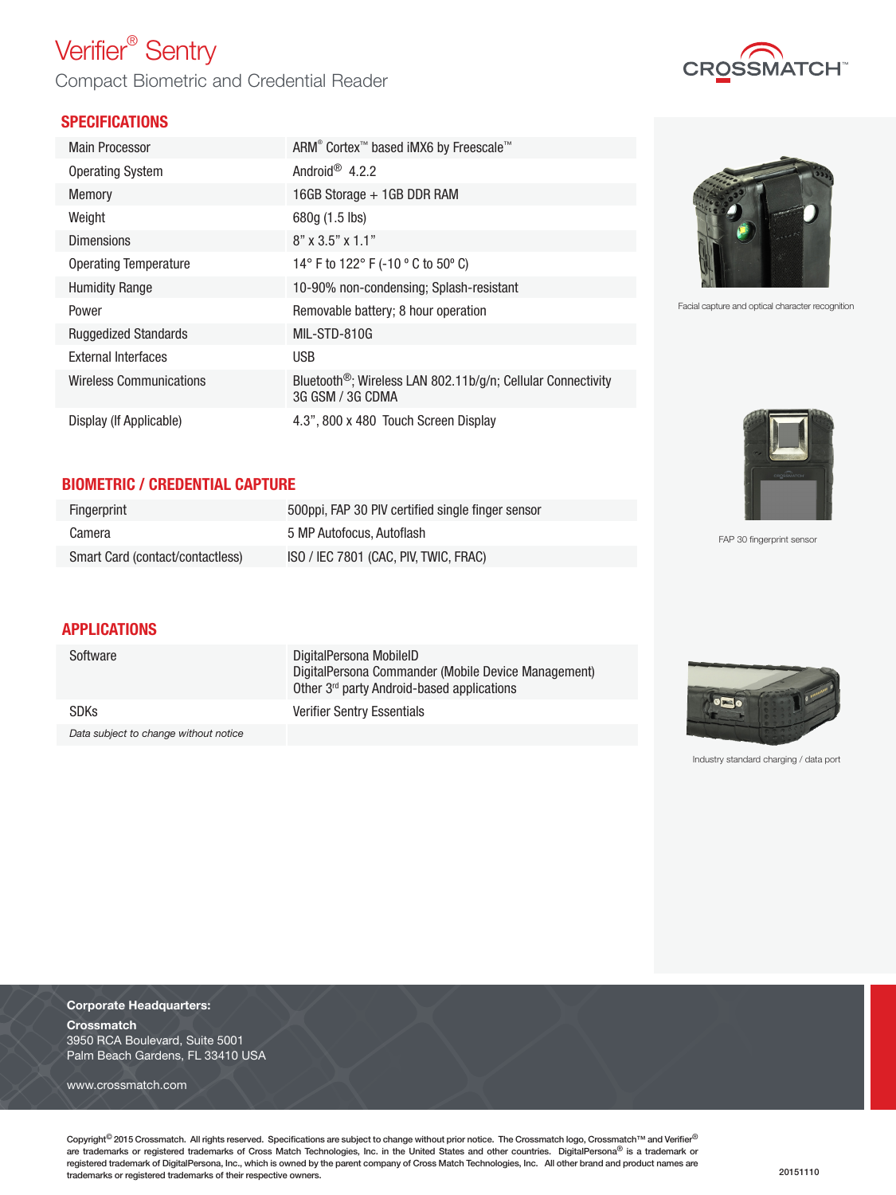# Verifier® Sentry

Compact Biometric and Credential Reader

CROSSMATCH™

## SPECIFICATIONS

| | |
|---|---|
| Main Processor | ARM® Cortex™ based iMX6 by Freescale™ |
| Operating System | Android® 4.2.2 |
| Memory | 16GB Storage + 1GB DDR RAM |
| Weight | 680g (1.5 lbs) |
| Dimensions | 8" x 3.5" x 1.1" |
| Operating Temperature | 14° F to 122° F (-10 ° C to 50° C) |
| Humidity Range | 10-90% non-condensing; Splash-resistant |
| Power | Removable battery; 8 hour operation |
| Ruggedized Standards | MIL-STD-810G |
| External Interfaces | USB |
| Wireless Communications | Bluetooth®; Wireless LAN 802.11b/g/n; Cellular Connectivity 3G GSM / 3G CDMA |
| Display (If Applicable) | 4.3", 800 x 480 Touch Screen Display |

## BIOMETRIC / CREDENTIAL CAPTURE

| | |
|---|---|
| Fingerprint | 500ppi, FAP 30 PIV certified single finger sensor |
| Camera | 5 MP Autofocus, Autoflash |
| Smart Card (contact/contactless) | ISO / IEC 7801 (CAC, PIV, TWIC, FRAC) |

## APPLICATIONS

| | |
|---|---|
| Software | DigitalPersona MobileID<br>DigitalPersona Commander (Mobile Device Management)<br>Other 3rd party Android-based applications |
| SDKs | Verifier Sentry Essentials |
| *Data subject to change without notice* | |

Facial capture and optical character recognition

FAP 30 fingerprint sensor

Industry standard charging / data port

**Corporate Headquarters:**

**Crossmatch**
3950 RCA Boulevard, Suite 5001
Palm Beach Gardens, FL 33410 USA

www.crossmatch.com

Copyright© 2015 Crossmatch. All rights reserved. Specifications are subject to change without prior notice. The Crossmatch logo, Crossmatch™ and Verifier® are trademarks or registered trademarks of Cross Match Technologies, Inc. in the United States and other countries. DigitalPersona® is a trademark or registered trademark of DigitalPersona, Inc., which is owned by the parent company of Cross Match Technologies, Inc. All other brand and product names are trademarks or registered trademarks of their respective owners.

20151110